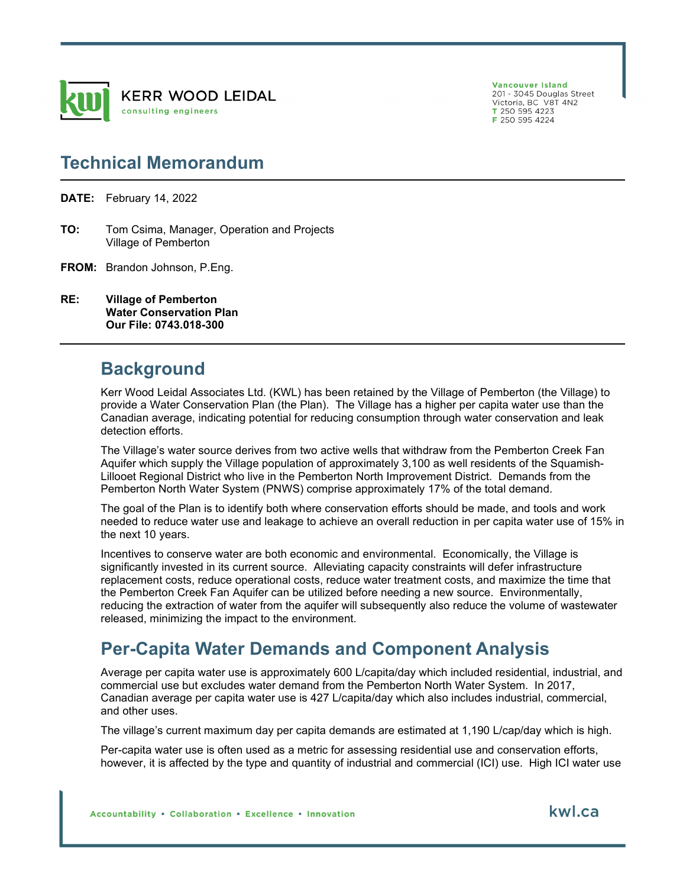KERR WOOD LEIDAL
consulting engineers

Vancouver Island
201 - 3045 Douglas Street
Victoria, BC V8T 4N2
T 250 595 4223
F 250 595 4224

# Technical Memorandum

**DATE:** February 14, 2022

**TO:** Tom Csima, Manager, Operation and Projects
Village of Pemberton

**FROM:** Brandon Johnson, P.Eng.

**RE:** **Village of Pemberton**
**Water Conservation Plan**
**Our File: 0743.018-300**

## Background

Kerr Wood Leidal Associates Ltd. (KWL) has been retained by the Village of Pemberton (the Village) to provide a Water Conservation Plan (the Plan). The Village has a higher per capita water use than the Canadian average, indicating potential for reducing consumption through water conservation and leak detection efforts.

The Village's water source derives from two active wells that withdraw from the Pemberton Creek Fan Aquifer which supply the Village population of approximately 3,100 as well residents of the Squamish-Lillooet Regional District who live in the Pemberton North Improvement District. Demands from the Pemberton North Water System (PNWS) comprise approximately 17% of the total demand.

The goal of the Plan is to identify both where conservation efforts should be made, and tools and work needed to reduce water use and leakage to achieve an overall reduction in per capita water use of 15% in the next 10 years.

Incentives to conserve water are both economic and environmental. Economically, the Village is significantly invested in its current source. Alleviating capacity constraints will defer infrastructure replacement costs, reduce operational costs, reduce water treatment costs, and maximize the time that the Pemberton Creek Fan Aquifer can be utilized before needing a new source. Environmentally, reducing the extraction of water from the aquifer will subsequently also reduce the volume of wastewater released, minimizing the impact to the environment.

## Per-Capita Water Demands and Component Analysis

Average per capita water use is approximately 600 L/capita/day which included residential, industrial, and commercial use but excludes water demand from the Pemberton North Water System. In 2017, Canadian average per capita water use is 427 L/capita/day which also includes industrial, commercial, and other uses.

The village's current maximum day per capita demands are estimated at 1,190 L/cap/day which is high.

Per-capita water use is often used as a metric for assessing residential use and conservation efforts, however, it is affected by the type and quantity of industrial and commercial (ICI) use. High ICI water use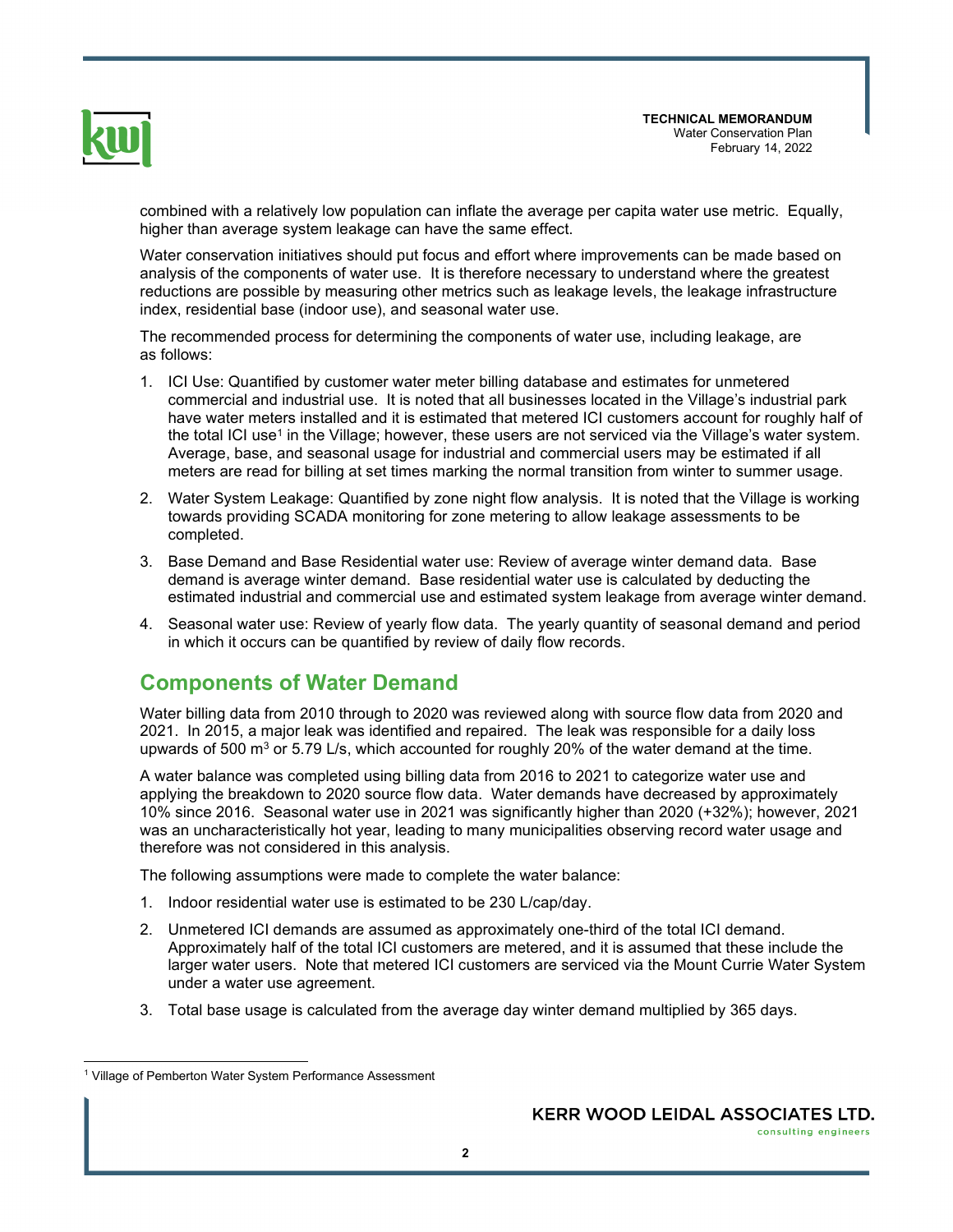combined with a relatively low population can inflate the average per capita water use metric. Equally, higher than average system leakage can have the same effect.

Water conservation initiatives should put focus and effort where improvements can be made based on analysis of the components of water use. It is therefore necessary to understand where the greatest reductions are possible by measuring other metrics such as leakage levels, the leakage infrastructure index, residential base (indoor use), and seasonal water use.

The recommended process for determining the components of water use, including leakage, are as follows:

1. ICI Use: Quantified by customer water meter billing database and estimates for unmetered commercial and industrial use. It is noted that all businesses located in the Village's industrial park have water meters installed and it is estimated that metered ICI customers account for roughly half of the total ICI use[1] in the Village; however, these users are not serviced via the Village's water system. Average, base, and seasonal usage for industrial and commercial users may be estimated if all meters are read for billing at set times marking the normal transition from winter to summer usage.
2. Water System Leakage: Quantified by zone night flow analysis. It is noted that the Village is working towards providing SCADA monitoring for zone metering to allow leakage assessments to be completed.
3. Base Demand and Base Residential water use: Review of average winter demand data. Base demand is average winter demand. Base residential water use is calculated by deducting the estimated industrial and commercial use and estimated system leakage from average winter demand.
4. Seasonal water use: Review of yearly flow data. The yearly quantity of seasonal demand and period in which it occurs can be quantified by review of daily flow records.

## Components of Water Demand

Water billing data from 2010 through to 2020 was reviewed along with source flow data from 2020 and 2021. In 2015, a major leak was identified and repaired. The leak was responsible for a daily loss upwards of 500 m$^3$ or 5.79 L/s, which accounted for roughly 20% of the water demand at the time.

A water balance was completed using billing data from 2016 to 2021 to categorize water use and applying the breakdown to 2020 source flow data. Water demands have decreased by approximately 10% since 2016. Seasonal water use in 2021 was significantly higher than 2020 (+32%); however, 2021 was an uncharacteristically hot year, leading to many municipalities observing record water usage and therefore was not considered in this analysis.

The following assumptions were made to complete the water balance:

1. Indoor residential water use is estimated to be 230 L/cap/day.
2. Unmetered ICI demands are assumed as approximately one-third of the total ICI demand. Approximately half of the total ICI customers are metered, and it is assumed that these include the larger water users. Note that metered ICI customers are serviced via the Mount Currie Water System under a water use agreement.
3. Total base usage is calculated from the average day winter demand multiplied by 365 days.

[1] Village of Pemberton Water System Performance Assessment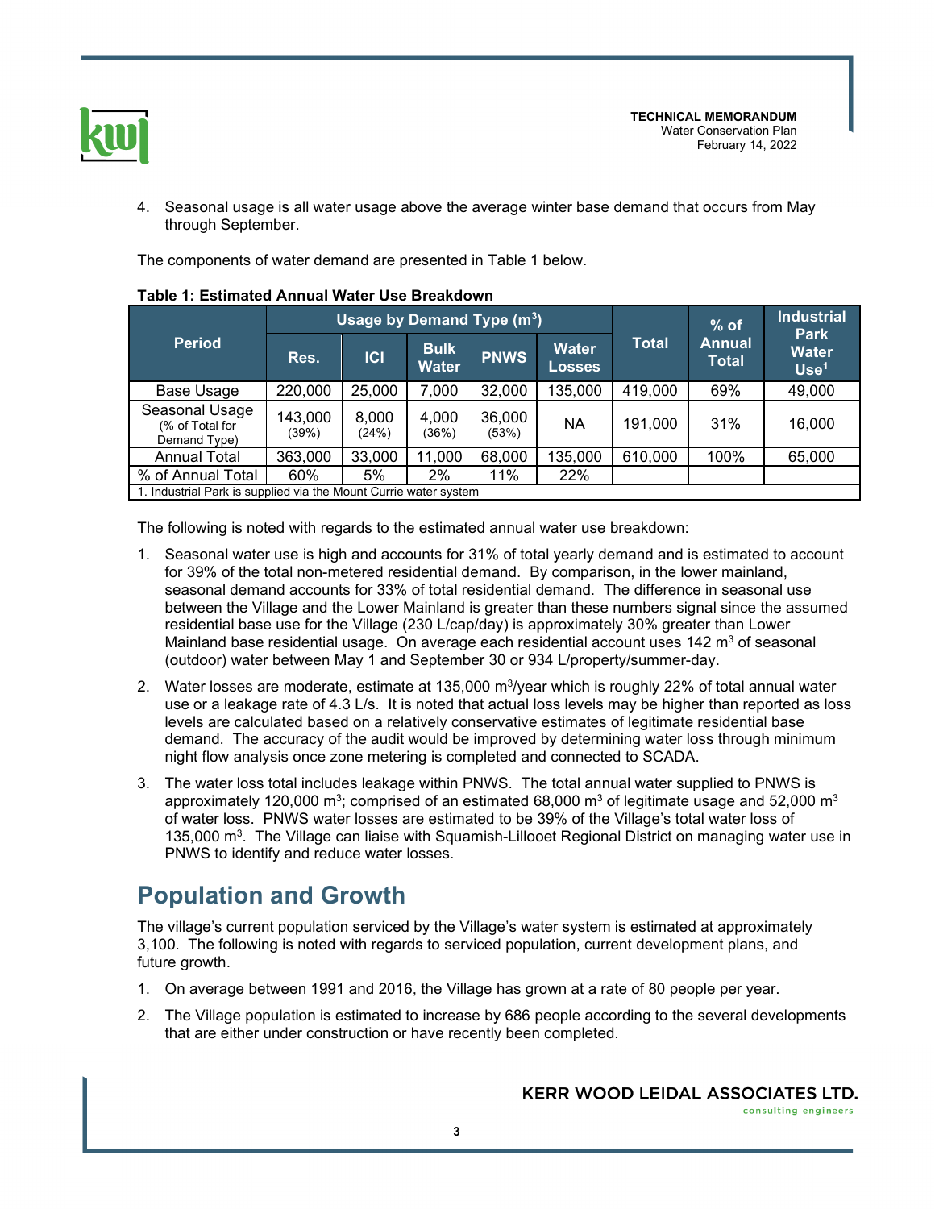4. Seasonal usage is all water usage above the average winter base demand that occurs from May through September.

The components of water demand are presented in Table 1 below.

**Table 1: Estimated Annual Water Use Breakdown**

| Period | Usage by Demand Type ($m^3$) | | | | | Total | % of Annual Total | Industrial Park Water Use[1] |
|---|---|---|---|---|---|---|---|---|
| | Res. | ICI | Bulk Water | PNWS | Water Losses | | | |
| Base Usage | 220,000 | 25,000 | 7,000 | 32,000 | 135,000 | 419,000 | 69% | 49,000 |
| Seasonal Usage (% of Total for Demand Type) | 143,000 (39%) | 8,000 (24%) | 4,000 (36%) | 36,000 (53%) | NA | 191,000 | 31% | 16,000 |
| Annual Total | 363,000 | 33,000 | 11,000 | 68,000 | 135,000 | 610,000 | 100% | 65,000 |
| % of Annual Total | 60% | 5% | 2% | 11% | 22% | | | |

1. Industrial Park is supplied via the Mount Currie water system

The following is noted with regards to the estimated annual water use breakdown:

1. Seasonal water use is high and accounts for 31% of total yearly demand and is estimated to account for 39% of the total non-metered residential demand. By comparison, in the lower mainland, seasonal demand accounts for 33% of total residential demand. The difference in seasonal use between the Village and the Lower Mainland is greater than these numbers signal since the assumed residential base use for the Village (230 L/cap/day) is approximately 30% greater than Lower Mainland base residential usage. On average each residential account uses 142 $m^3$ of seasonal (outdoor) water between May 1 and September 30 or 934 L/property/summer-day.
2. Water losses are moderate, estimate at 135,000 $m^3$/year which is roughly 22% of total annual water use or a leakage rate of 4.3 L/s. It is noted that actual loss levels may be higher than reported as loss levels are calculated based on a relatively conservative estimates of legitimate residential base demand. The accuracy of the audit would be improved by determining water loss through minimum night flow analysis once zone metering is completed and connected to SCADA.
3. The water loss total includes leakage within PNWS. The total annual water supplied to PNWS is approximately 120,000 $m^3$; comprised of an estimated 68,000 $m^3$ of legitimate usage and 52,000 $m^3$ of water loss. PNWS water losses are estimated to be 39% of the Village's total water loss of 135,000 $m^3$. The Village can liaise with Squamish-Lillooet Regional District on managing water use in PNWS to identify and reduce water losses.

# Population and Growth

The village's current population serviced by the Village's water system is estimated at approximately 3,100. The following is noted with regards to serviced population, current development plans, and future growth.

1. On average between 1991 and 2016, the Village has grown at a rate of 80 people per year.
2. The Village population is estimated to increase by 686 people according to the several developments that are either under construction or have recently been completed.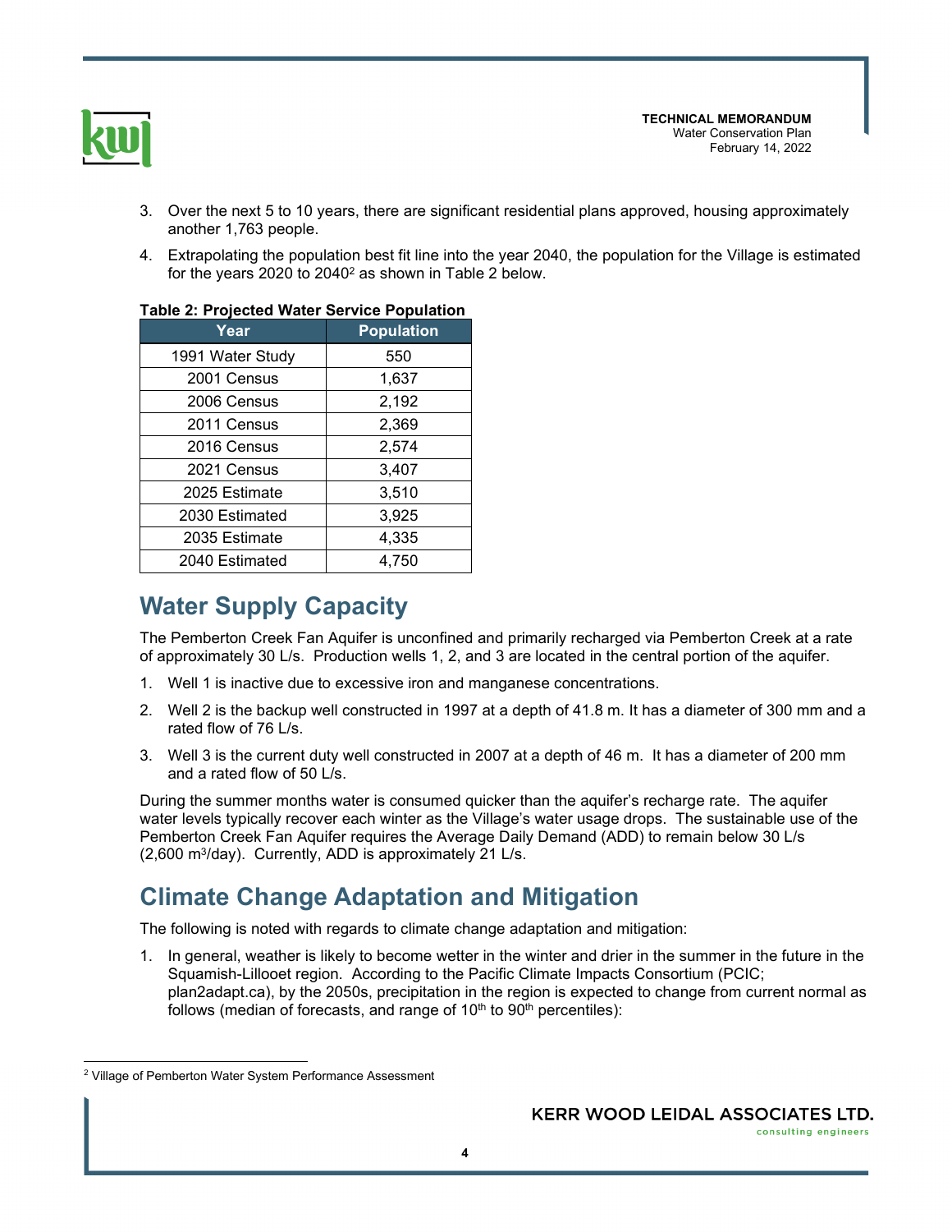3. Over the next 5 to 10 years, there are significant residential plans approved, housing approximately another 1,763 people.
4. Extrapolating the population best fit line into the year 2040, the population for the Village is estimated for the years 2020 to 2040[2] as shown in Table 2 below.

**Table 2: Projected Water Service Population**

| Year | Population |
|---|---|
| 1991 Water Study | 550 |
| 2001 Census | 1,637 |
| 2006 Census | 2,192 |
| 2011 Census | 2,369 |
| 2016 Census | 2,574 |
| 2021 Census | 3,407 |
| 2025 Estimate | 3,510 |
| 2030 Estimated | 3,925 |
| 2035 Estimate | 4,335 |
| 2040 Estimated | 4,750 |

## Water Supply Capacity

The Pemberton Creek Fan Aquifer is unconfined and primarily recharged via Pemberton Creek at a rate of approximately 30 L/s. Production wells 1, 2, and 3 are located in the central portion of the aquifer.

1. Well 1 is inactive due to excessive iron and manganese concentrations.
2. Well 2 is the backup well constructed in 1997 at a depth of 41.8 m. It has a diameter of 300 mm and a rated flow of 76 L/s.
3. Well 3 is the current duty well constructed in 2007 at a depth of 46 m. It has a diameter of 200 mm and a rated flow of 50 L/s.

During the summer months water is consumed quicker than the aquifer's recharge rate. The aquifer water levels typically recover each winter as the Village's water usage drops. The sustainable use of the Pemberton Creek Fan Aquifer requires the Average Daily Demand (ADD) to remain below 30 L/s (2,600 $m^3$/day). Currently, ADD is approximately 21 L/s.

## Climate Change Adaptation and Mitigation

The following is noted with regards to climate change adaptation and mitigation:

1. In general, weather is likely to become wetter in the winter and drier in the summer in the future in the Squamish-Lillooet region. According to the Pacific Climate Impacts Consortium (PCIC; plan2adapt.ca), by the 2050s, precipitation in the region is expected to change from current normal as follows (median of forecasts, and range of 10th to 90th percentiles):

---

[2] Village of Pemberton Water System Performance Assessment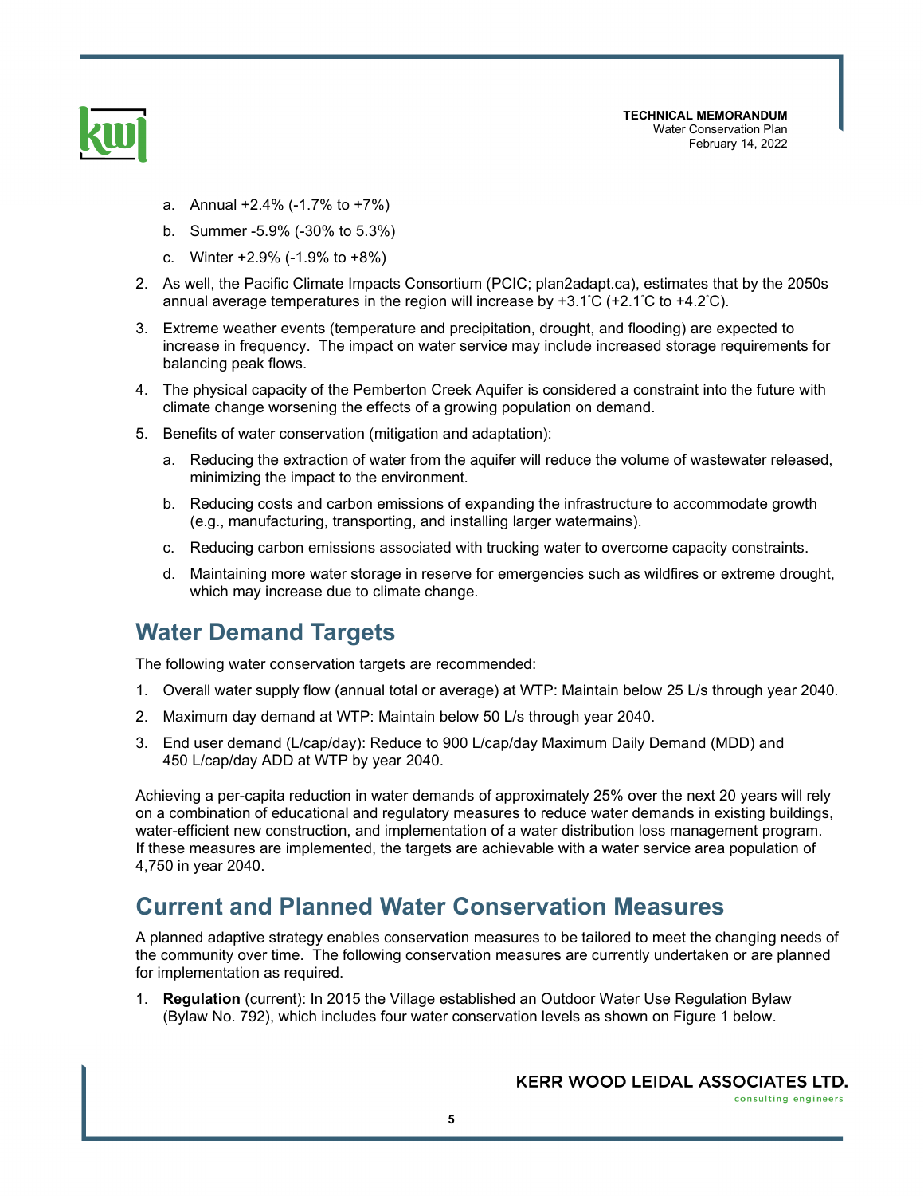a. Annual +2.4% (-1.7% to +7%)

   b. Summer -5.9% (-30% to 5.3%)

   c. Winter +2.9% (-1.9% to +8%)

2. As well, the Pacific Climate Impacts Consortium (PCIC; plan2adapt.ca), estimates that by the 2050s annual average temperatures in the region will increase by +3.1˚C (+2.1˚C to +4.2˚C).

3. Extreme weather events (temperature and precipitation, drought, and flooding) are expected to increase in frequency. The impact on water service may include increased storage requirements for balancing peak flows.

4. The physical capacity of the Pemberton Creek Aquifer is considered a constraint into the future with climate change worsening the effects of a growing population on demand.

5. Benefits of water conservation (mitigation and adaptation):

   a. Reducing the extraction of water from the aquifer will reduce the volume of wastewater released, minimizing the impact to the environment.

   b. Reducing costs and carbon emissions of expanding the infrastructure to accommodate growth (e.g., manufacturing, transporting, and installing larger watermains).

   c. Reducing carbon emissions associated with trucking water to overcome capacity constraints.

   d. Maintaining more water storage in reserve for emergencies such as wildfires or extreme drought, which may increase due to climate change.

## Water Demand Targets

The following water conservation targets are recommended:

1. Overall water supply flow (annual total or average) at WTP: Maintain below 25 L/s through year 2040.
2. Maximum day demand at WTP: Maintain below 50 L/s through year 2040.
3. End user demand (L/cap/day): Reduce to 900 L/cap/day Maximum Daily Demand (MDD) and 450 L/cap/day ADD at WTP by year 2040.

Achieving a per-capita reduction in water demands of approximately 25% over the next 20 years will rely on a combination of educational and regulatory measures to reduce water demands in existing buildings, water-efficient new construction, and implementation of a water distribution loss management program. If these measures are implemented, the targets are achievable with a water service area population of 4,750 in year 2040.

## Current and Planned Water Conservation Measures

A planned adaptive strategy enables conservation measures to be tailored to meet the changing needs of the community over time. The following conservation measures are currently undertaken or are planned for implementation as required.

1. **Regulation** (current): In 2015 the Village established an Outdoor Water Use Regulation Bylaw (Bylaw No. 792), which includes four water conservation levels as shown on Figure 1 below.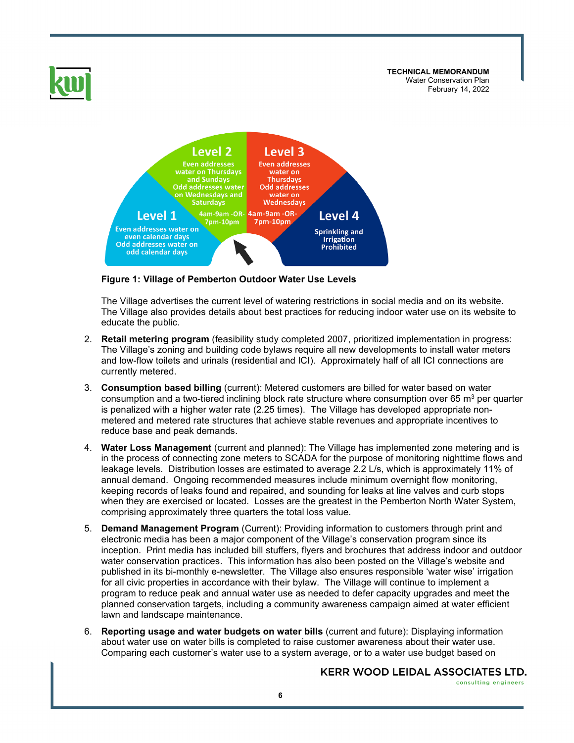Level 1
Even addresses water on even calendar days
Odd addresses water on odd calendar days

Level 2
Even addresses water on Thursdays and Sundays
Odd addresses water on Wednesdays and Saturdays
4am-9am -OR- 7pm-10pm

Level 3
Even addresses water on Thursdays
Odd addresses water on Wednesdays
4am-9am -OR- 7pm-10pm

Level 4
Sprinkling and Irrigation Prohibited

**Figure 1: Village of Pemberton Outdoor Water Use Levels**

The Village advertises the current level of watering restrictions in social media and on its website. The Village also provides details about best practices for reducing indoor water use on its website to educate the public.

2. **Retail metering program** (feasibility study completed 2007, prioritized implementation in progress: The Village's zoning and building code bylaws require all new developments to install water meters and low-flow toilets and urinals (residential and ICI). Approximately half of all ICI connections are currently metered.

3. **Consumption based billing** (current): Metered customers are billed for water based on water consumption and a two-tiered inclining block rate structure where consumption over 65 m$^3$ per quarter is penalized with a higher water rate (2.25 times). The Village has developed appropriate non-metered and metered rate structures that achieve stable revenues and appropriate incentives to reduce base and peak demands.

4. **Water Loss Management** (current and planned): The Village has implemented zone metering and is in the process of connecting zone meters to SCADA for the purpose of monitoring nighttime flows and leakage levels. Distribution losses are estimated to average 2.2 L/s, which is approximately 11% of annual demand. Ongoing recommended measures include minimum overnight flow monitoring, keeping records of leaks found and repaired, and sounding for leaks at line valves and curb stops when they are exercised or located. Losses are the greatest in the Pemberton North Water System, comprising approximately three quarters the total loss value.

5. **Demand Management Program** (Current): Providing information to customers through print and electronic media has been a major component of the Village's conservation program since its inception. Print media has included bill stuffers, flyers and brochures that address indoor and outdoor water conservation practices. This information has also been posted on the Village's website and published in its bi-monthly e-newsletter. The Village also ensures responsible 'water wise' irrigation for all civic properties in accordance with their bylaw. The Village will continue to implement a program to reduce peak and annual water use as needed to defer capacity upgrades and meet the planned conservation targets, including a community awareness campaign aimed at water efficient lawn and landscape maintenance.

6. **Reporting usage and water budgets on water bills** (current and future): Displaying information about water use on water bills is completed to raise customer awareness about their water use. Comparing each customer's water use to a system average, or to a water use budget based on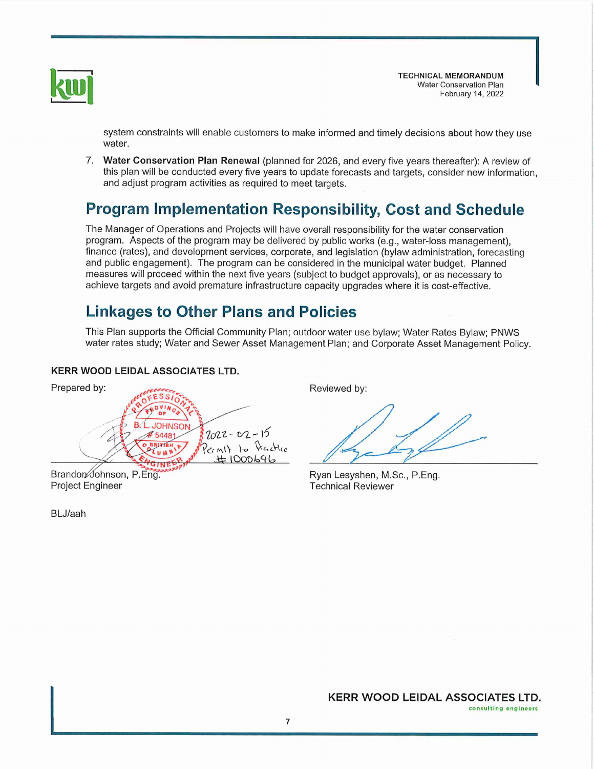system constraints will enable customers to make informed and timely decisions about how they use water.

7. **Water Conservation Plan Renewal** (planned for 2026, and every five years thereafter): A review of this plan will be conducted every five years to update forecasts and targets, consider new information, and adjust program activities as required to meet targets.

## Program Implementation Responsibility, Cost and Schedule

The Manager of Operations and Projects will have overall responsibility for the water conservation program. Aspects of the program may be delivered by public works (e.g., water-loss management), finance (rates), and development services, corporate, and legislation (bylaw administration, forecasting and public engagement). The program can be considered in the municipal water budget. Planned measures will proceed within the next five years (subject to budget approvals), or as necessary to achieve targets and avoid premature infrastructure capacity upgrades where it is cost-effective.

## Linkages to Other Plans and Policies

This Plan supports the Official Community Plan; outdoor water use bylaw; Water Rates Bylaw; PNWS water rates study; Water and Sewer Asset Management Plan; and Corporate Asset Management Policy.

**KERR WOOD LEIDAL ASSOCIATES LTD.**

Prepared by:

PROFESSIONAL ENGINEER — PROVINCE OF BRITISH COLUMBIA — B. L. JOHNSON # 54481
2022-02-15
Permit to Practice #1000646

Brandon Johnson, P.Eng.
Project Engineer

Reviewed by:

Ryan Lesyshen, M.Sc., P.Eng.
Technical Reviewer

BLJ/aah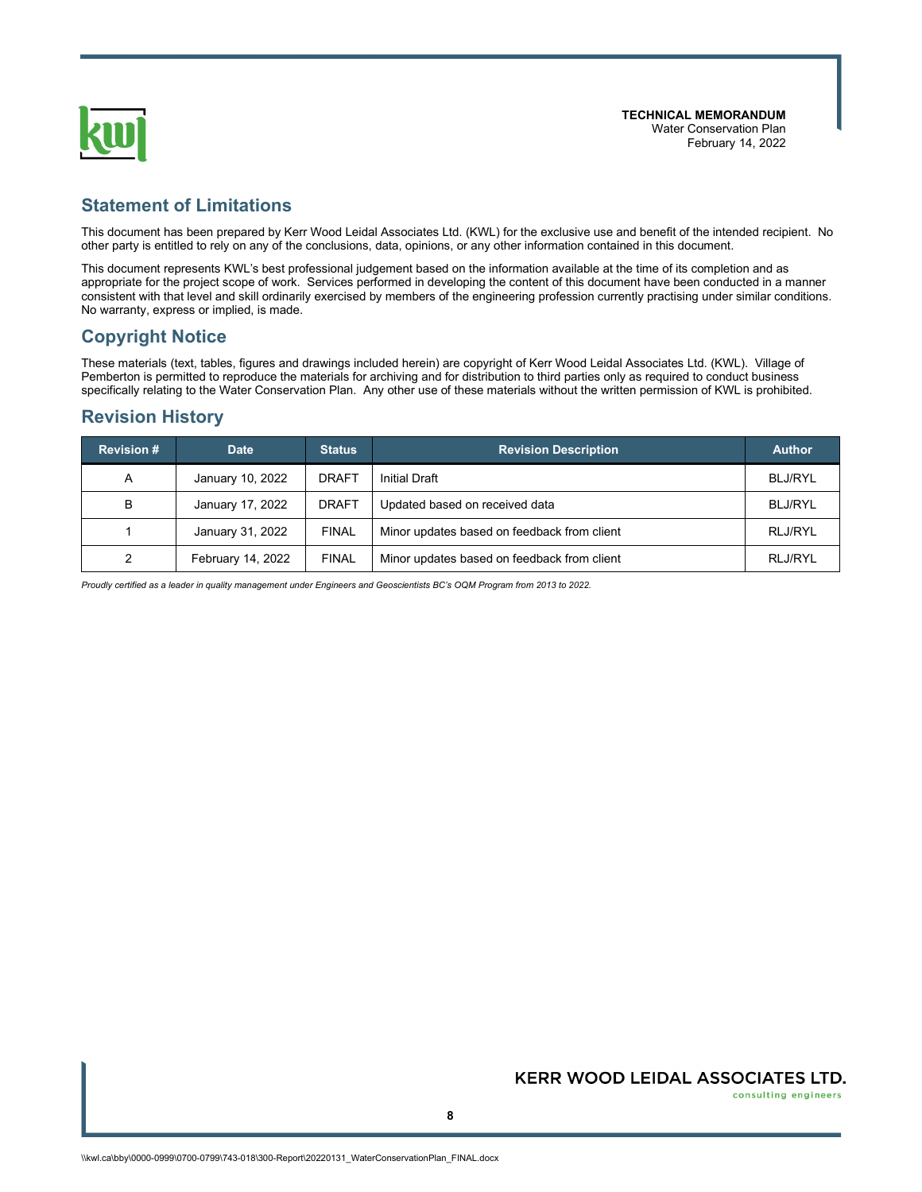## Statement of Limitations

This document has been prepared by Kerr Wood Leidal Associates Ltd. (KWL) for the exclusive use and benefit of the intended recipient. No other party is entitled to rely on any of the conclusions, data, opinions, or any other information contained in this document.

This document represents KWL's best professional judgement based on the information available at the time of its completion and as appropriate for the project scope of work. Services performed in developing the content of this document have been conducted in a manner consistent with that level and skill ordinarily exercised by members of the engineering profession currently practising under similar conditions. No warranty, express or implied, is made.

## Copyright Notice

These materials (text, tables, figures and drawings included herein) are copyright of Kerr Wood Leidal Associates Ltd. (KWL). Village of Pemberton is permitted to reproduce the materials for archiving and for distribution to third parties only as required to conduct business specifically relating to the Water Conservation Plan. Any other use of these materials without the written permission of KWL is prohibited.

## Revision History

| Revision # | Date | Status | Revision Description | Author |
|---|---|---|---|---|
| A | January 10, 2022 | DRAFT | Initial Draft | BLJ/RYL |
| B | January 17, 2022 | DRAFT | Updated based on received data | BLJ/RYL |
| 1 | January 31, 2022 | FINAL | Minor updates based on feedback from client | RLJ/RYL |
| 2 | February 14, 2022 | FINAL | Minor updates based on feedback from client | RLJ/RYL |

*Proudly certified as a leader in quality management under Engineers and Geoscientists BC's OQM Program from 2013 to 2022.*